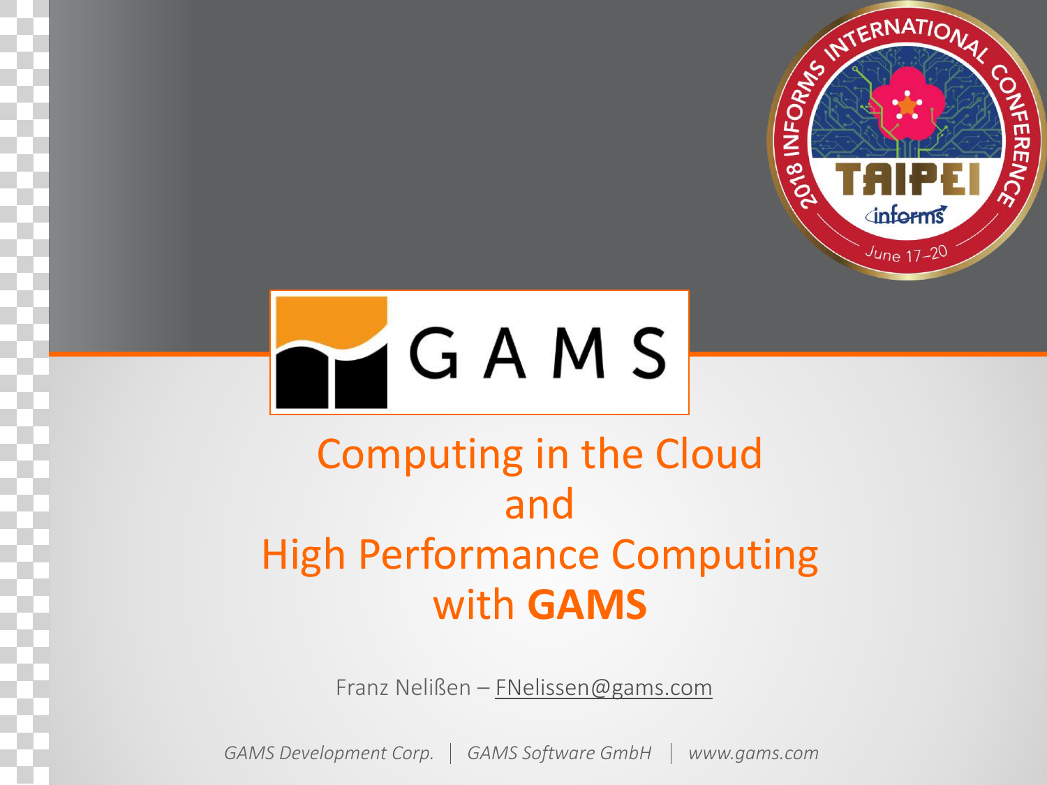# Computing in the Cloud and High Performance Computing with **GAMS**

Franz Nelißen – FNelissen@gams.com

*GAMS Development Corp.* | *GAMS Software GmbH* | *www.gams.com*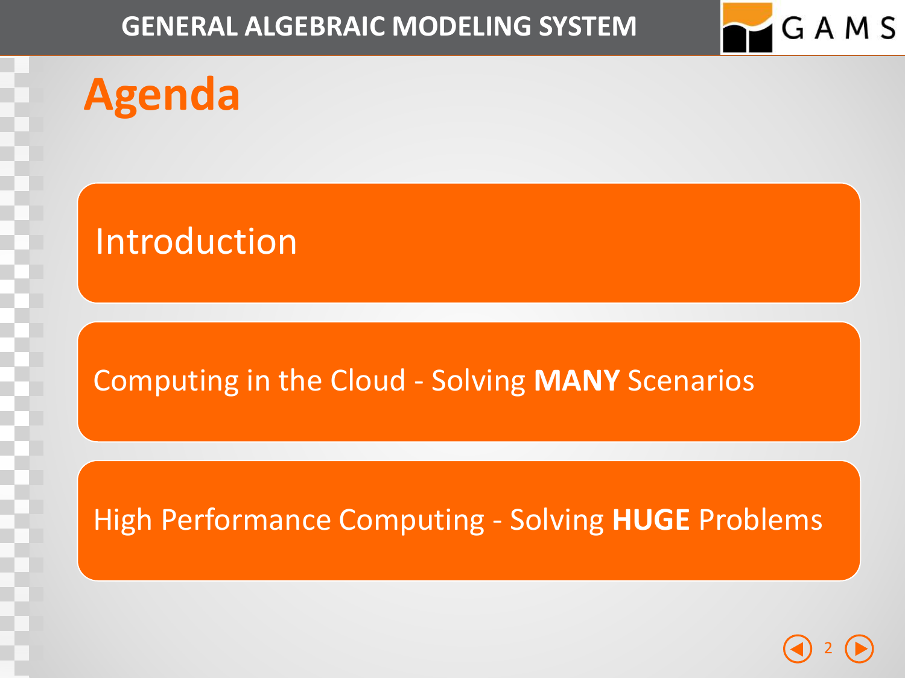# Agenda

- Introduction
- Computing in the Cloud - Solving **MANY** Scenarios
- High Performance Computing - Solving **HUGE** Problems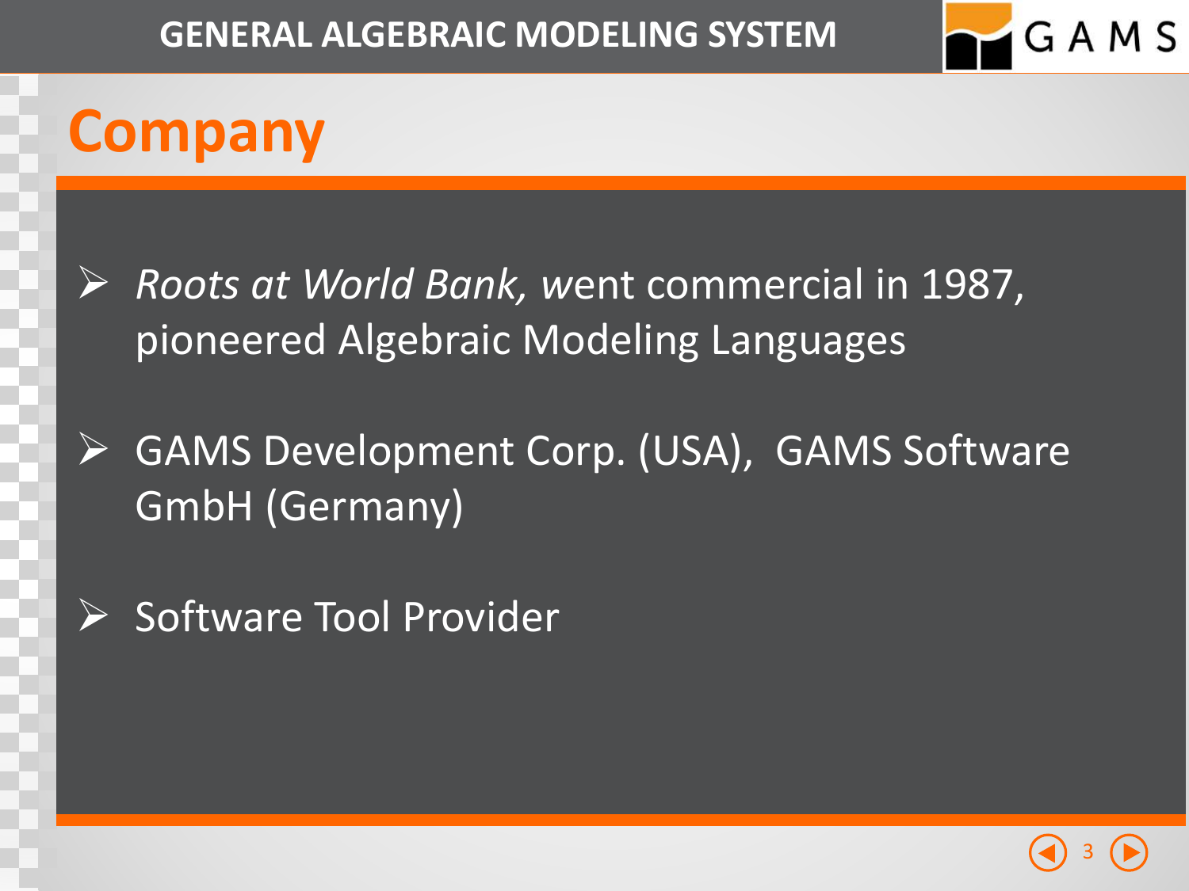# Company

- *Roots at World Bank,* went commercial in 1987, pioneered Algebraic Modeling Languages
- GAMS Development Corp. (USA), GAMS Software GmbH (Germany)
- Software Tool Provider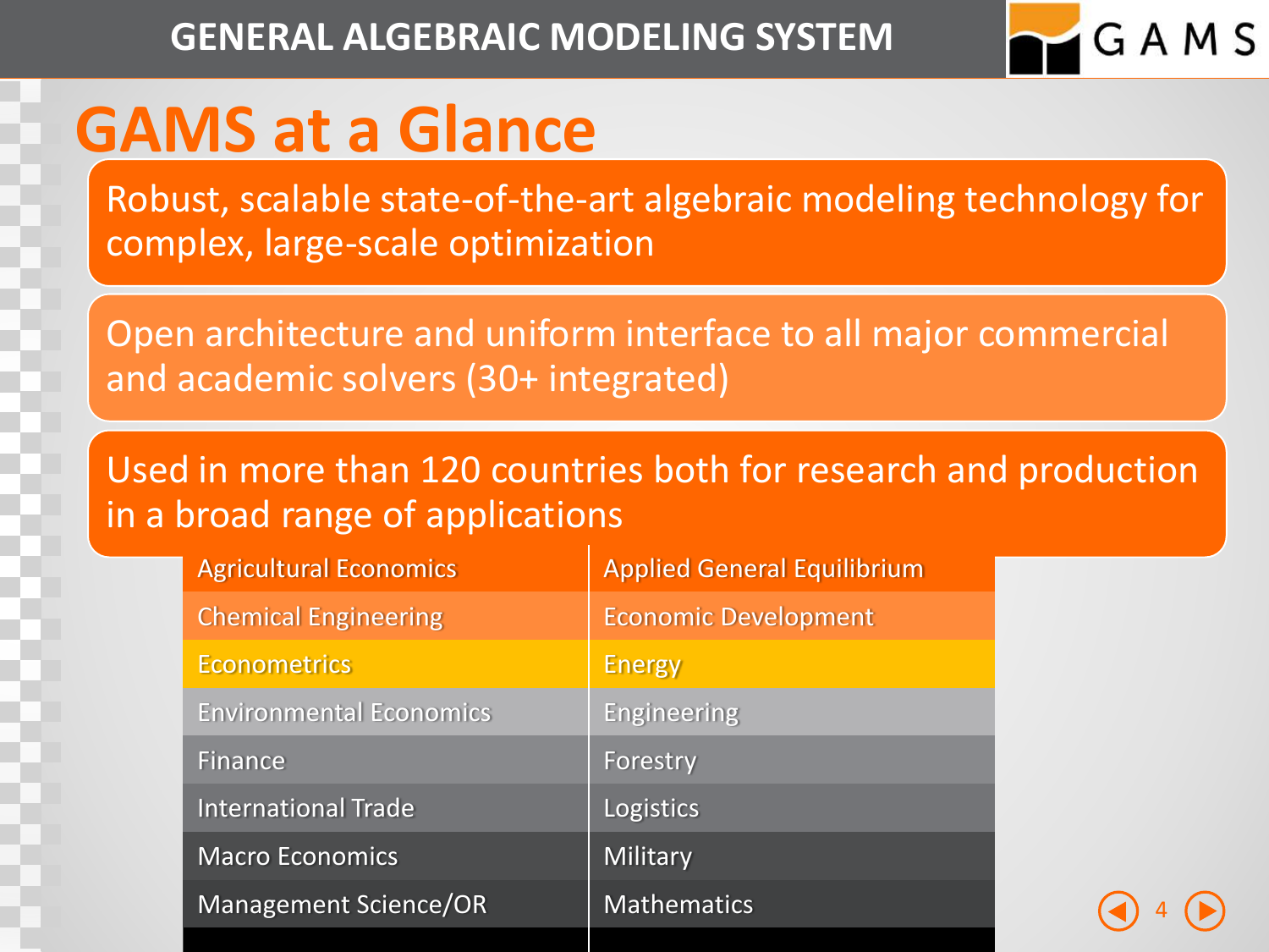# GAMS at a Glance

Robust, scalable state-of-the-art algebraic modeling technology for complex, large-scale optimization

Open architecture and uniform interface to all major commercial and academic solvers (30+ integrated)

Used in more than 120 countries both for research and production in a broad range of applications

| | |
|---|---|
| Agricultural Economics | Applied General Equilibrium |
| Chemical Engineering | Economic Development |
| Econometrics | Energy |
| Environmental Economics | Engineering |
| Finance | Forestry |
| International Trade | Logistics |
| Macro Economics | Military |
| Management Science/OR | Mathematics |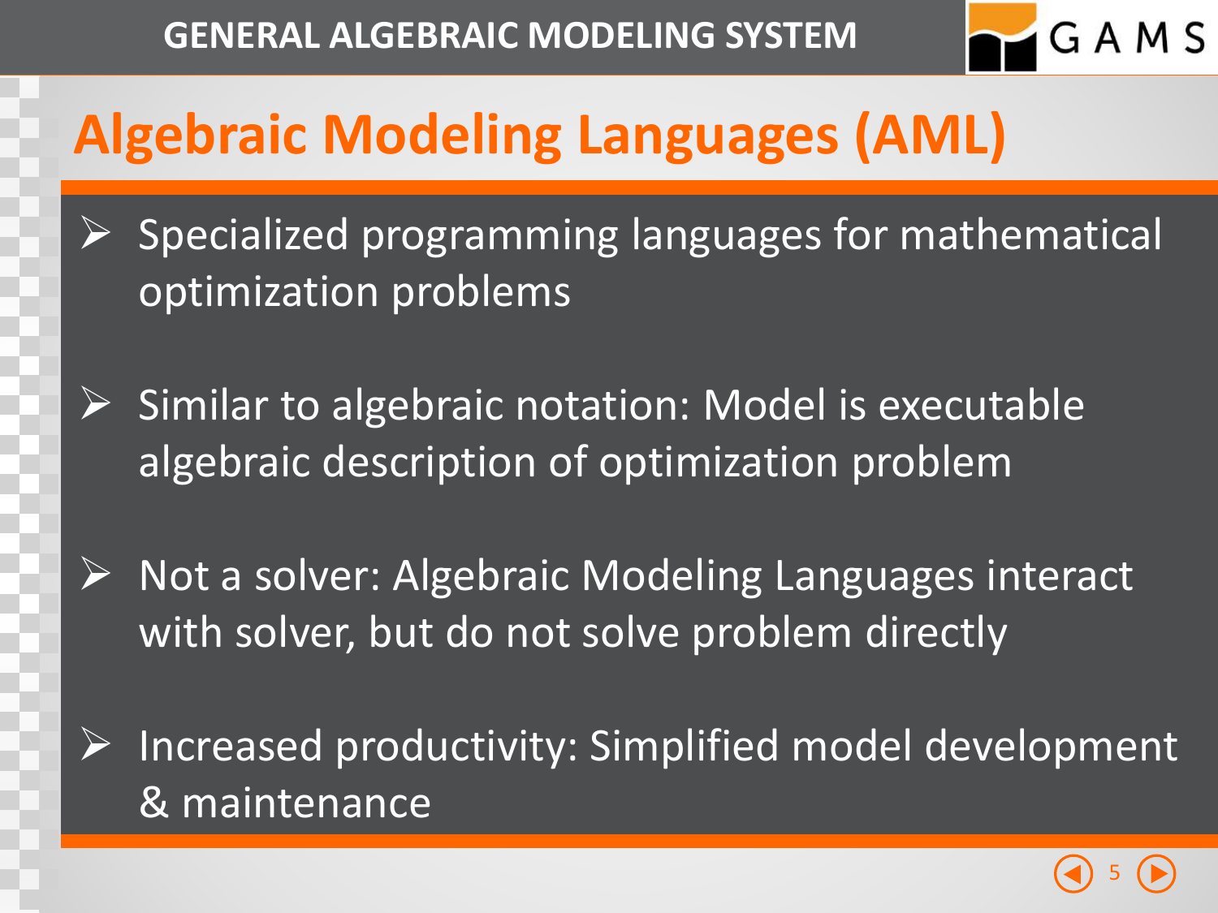# Algebraic Modeling Languages (AML)

- Specialized programming languages for mathematical optimization problems
- Similar to algebraic notation: Model is executable algebraic description of optimization problem
- Not a solver: Algebraic Modeling Languages interact with solver, but do not solve problem directly
- Increased productivity: Simplified model development & maintenance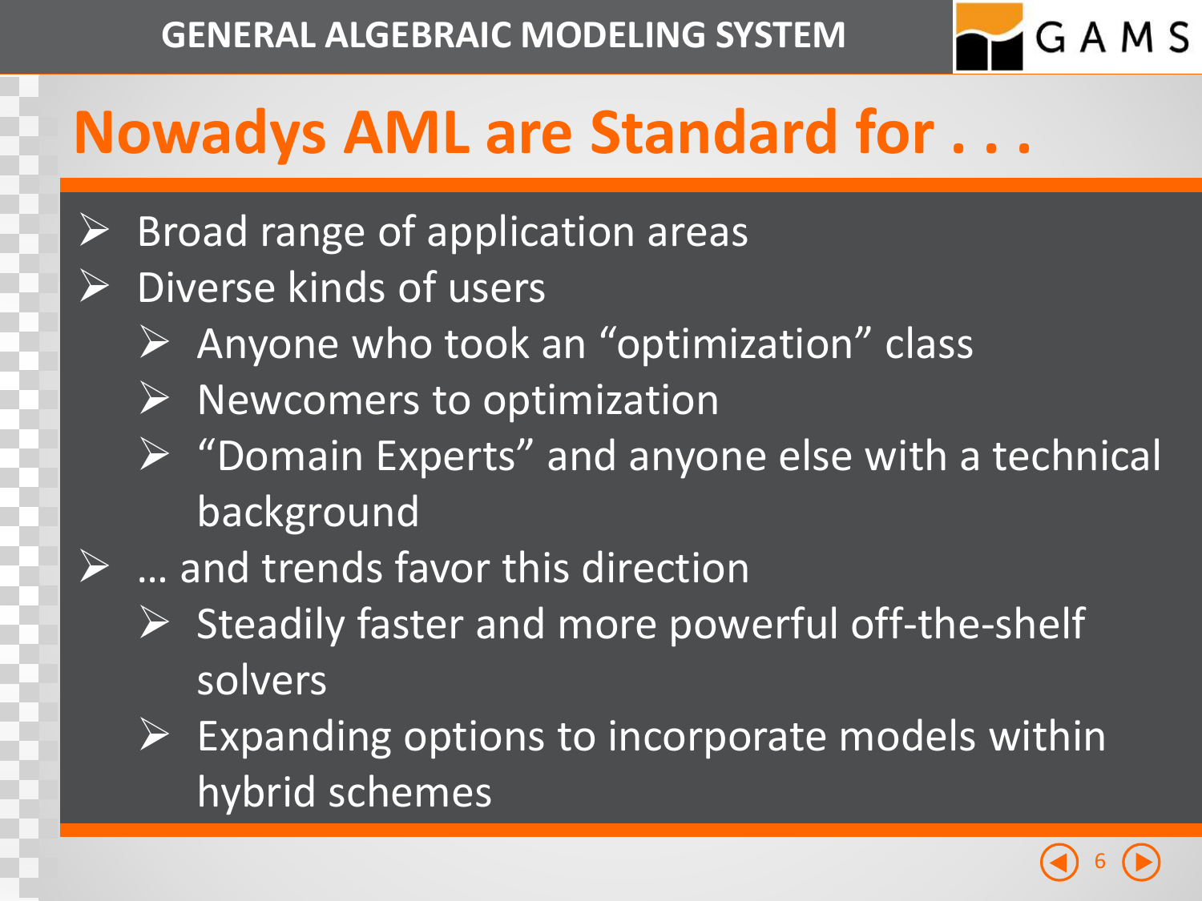# Nowadys AML are Standard for . . .

- Broad range of application areas
- Diverse kinds of users
  - Anyone who took an “optimization” class
  - Newcomers to optimization
  - “Domain Experts” and anyone else with a technical background
- … and trends favor this direction
  - Steadily faster and more powerful off-the-shelf solvers
  - Expanding options to incorporate models within hybrid schemes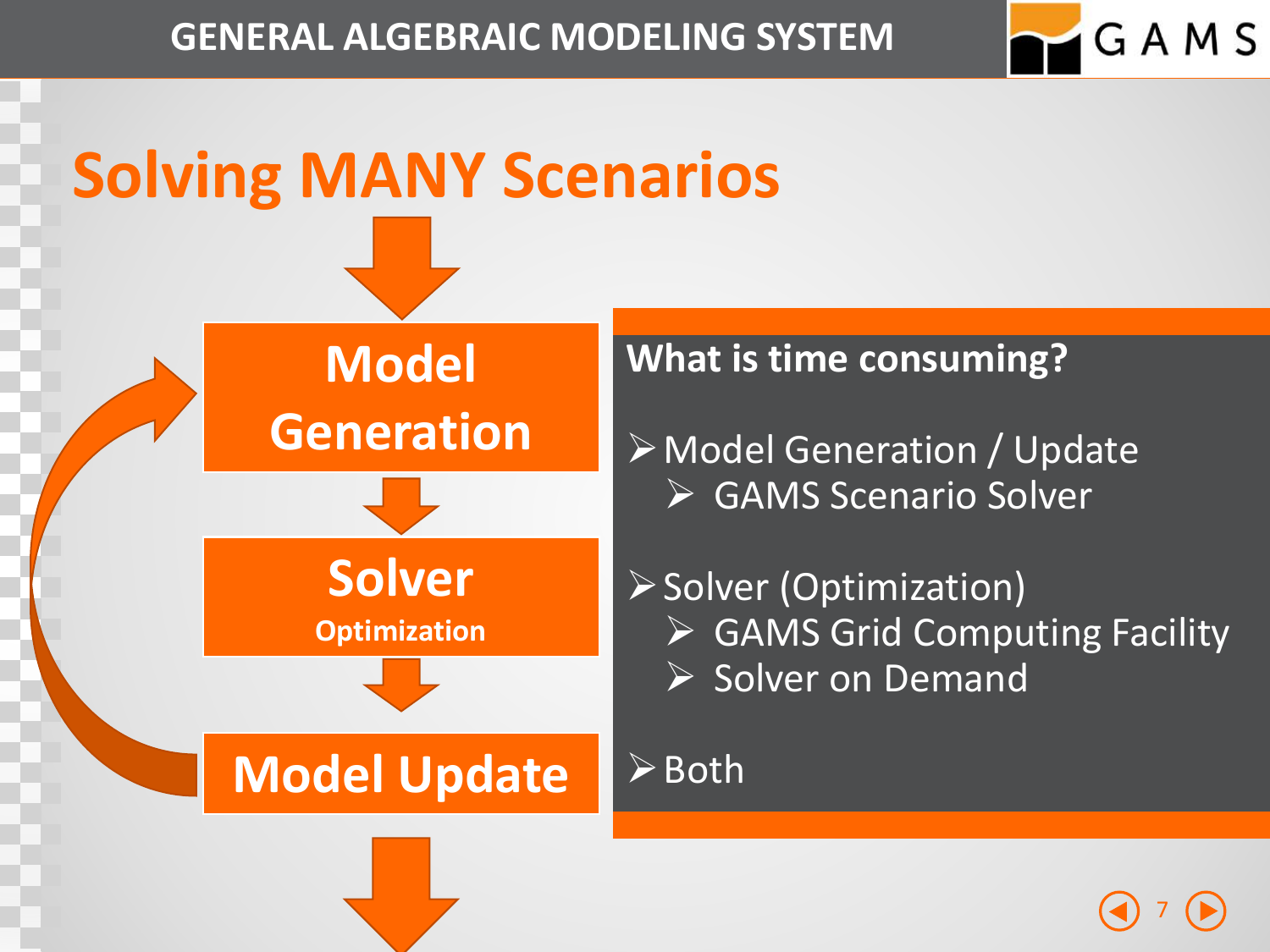# Solving MANY Scenarios

**Model Generation**

**Solver**
**Optimization**

**Model Update**

**What is time consuming?**

- Model Generation / Update
  - GAMS Scenario Solver
- Solver (Optimization)
  - GAMS Grid Computing Facility
  - Solver on Demand
- Both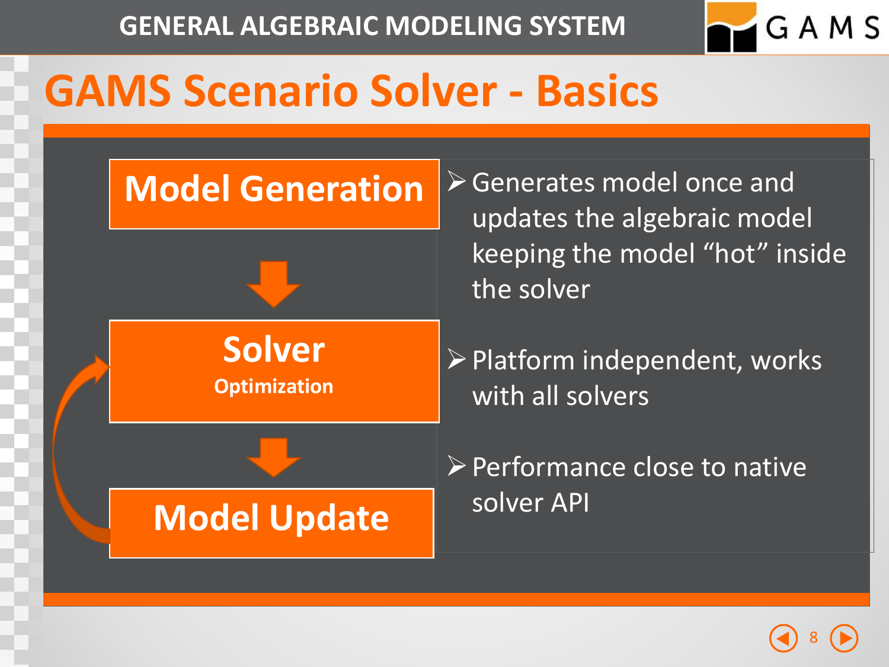# GAMS Scenario Solver - Basics

**Model Generation**

↓

**Solver**
Optimization

↓

**Model Update**

- Generates model once and updates the algebraic model keeping the model "hot" inside the solver
- Platform independent, works with all solvers
- Performance close to native solver API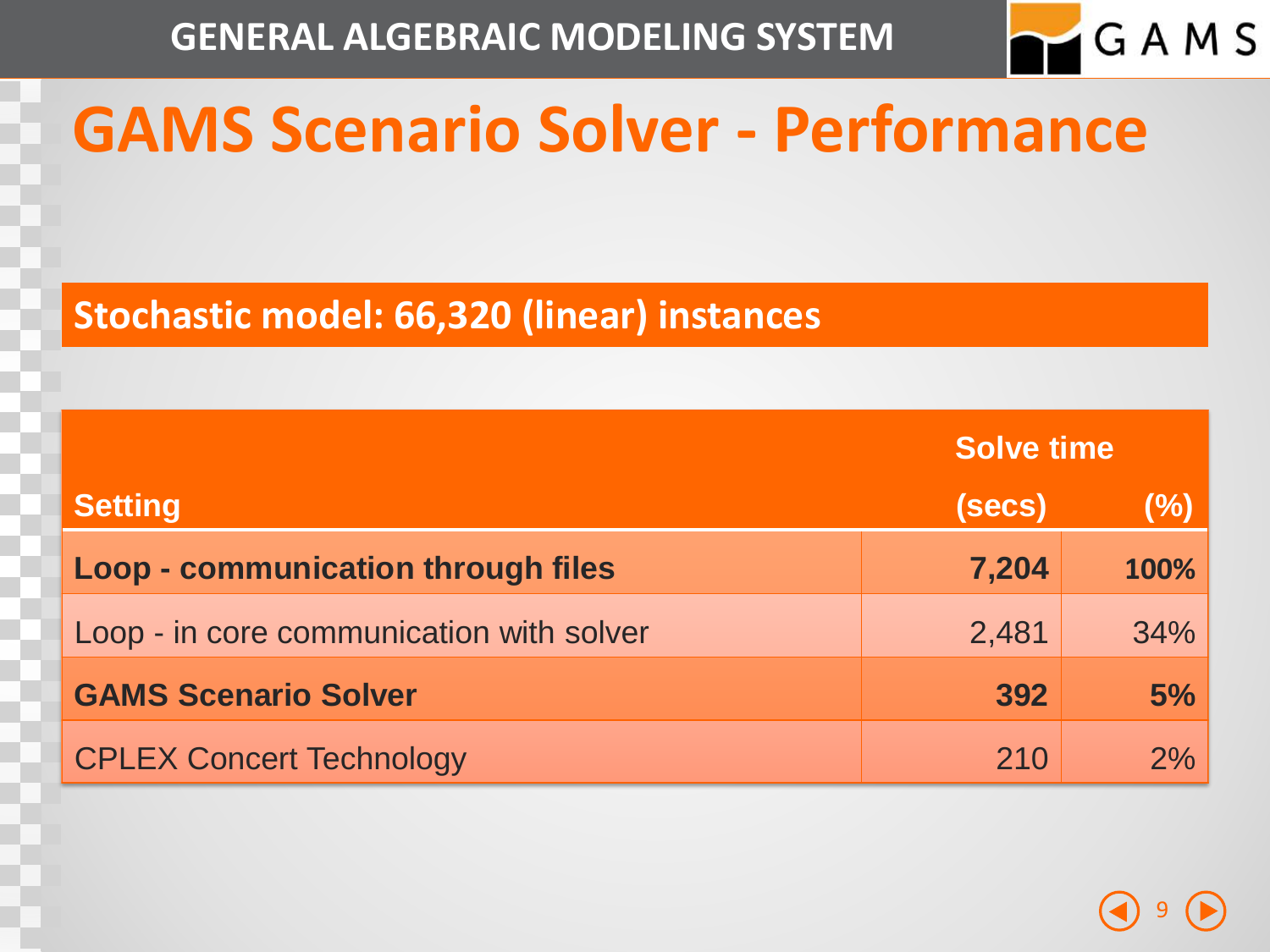# GAMS Scenario Solver - Performance

## Stochastic model: 66,320 (linear) instances

| Setting | Solve time (secs) | Solve time (%) |
|---|---|---|
| **Loop - communication through files** | **7,204** | **100%** |
| Loop - in core communication with solver | 2,481 | 34% |
| **GAMS Scenario Solver** | **392** | **5%** |
| CPLEX Concert Technology | 210 | 2% |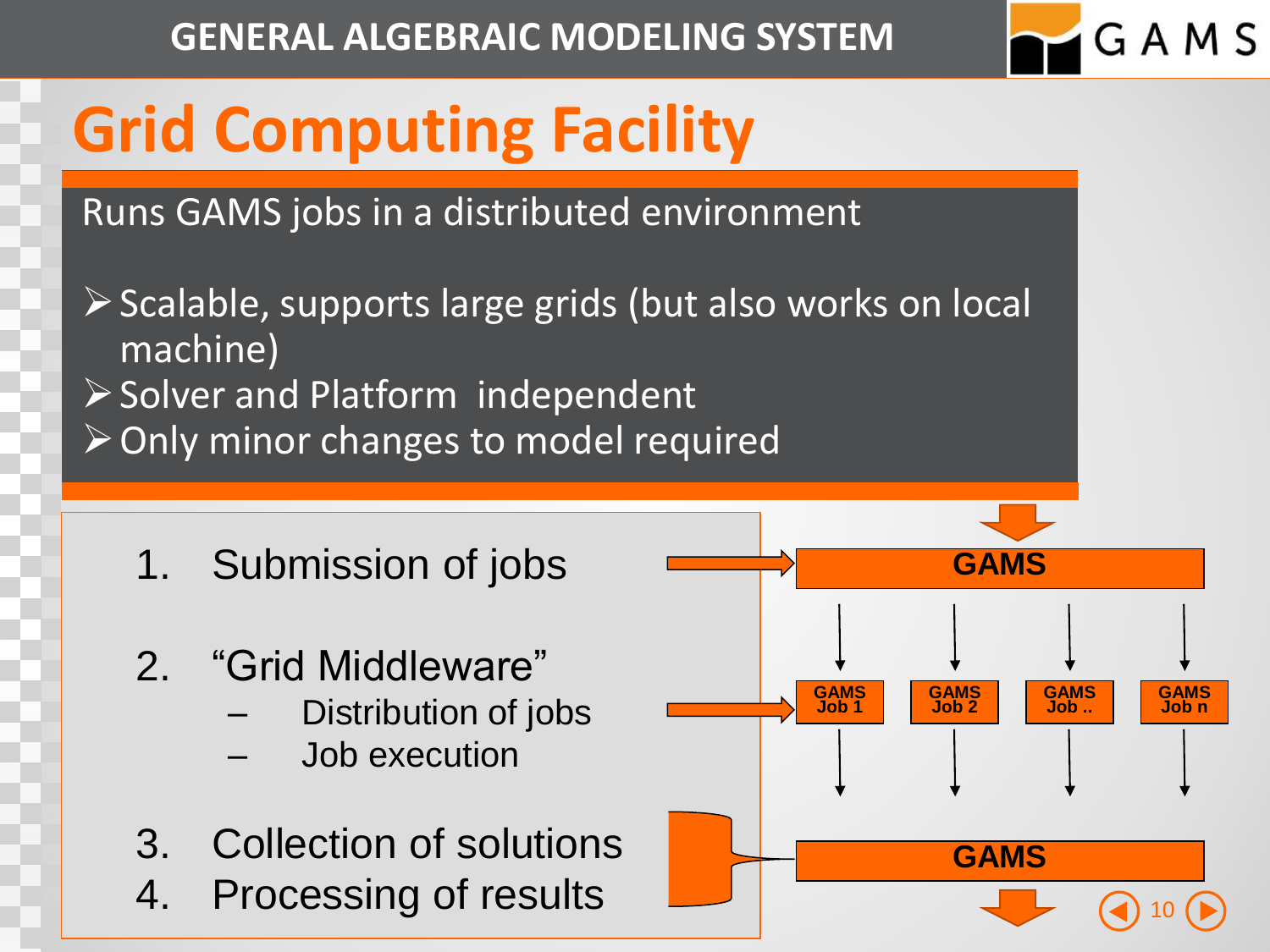# Grid Computing Facility

Runs GAMS jobs in a distributed environment

- Scalable, supports large grids (but also works on local machine)
- Solver and Platform independent
- Only minor changes to model required

1. Submission of jobs
2. "Grid Middleware"
   - Distribution of jobs
   - Job execution
3. Collection of solutions
4. Processing of results

GAMS

GAMS Job 1 | GAMS Job 2 | GAMS Job .. | GAMS Job n

GAMS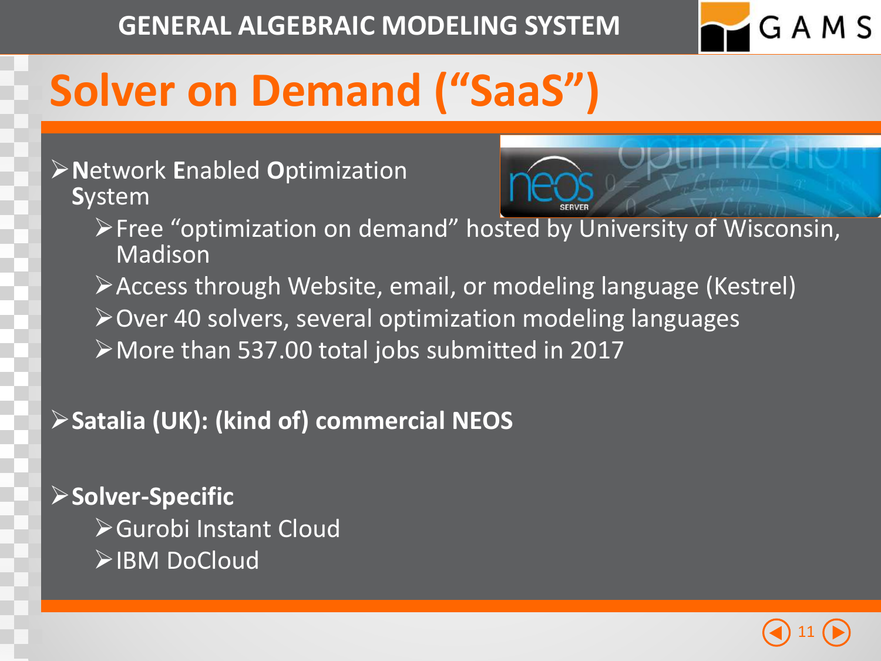# Solver on Demand ("SaaS")

- **N**etwork **E**nabled **O**ptimization **S**ystem
  - Free "optimization on demand" hosted by University of Wisconsin, Madison
  - Access through Website, email, or modeling language (Kestrel)
  - Over 40 solvers, several optimization modeling languages
  - More than 537.00 total jobs submitted in 2017
- **Satalia (UK): (kind of) commercial NEOS**
- **Solver-Specific**
  - Gurobi Instant Cloud
  - IBM DoCloud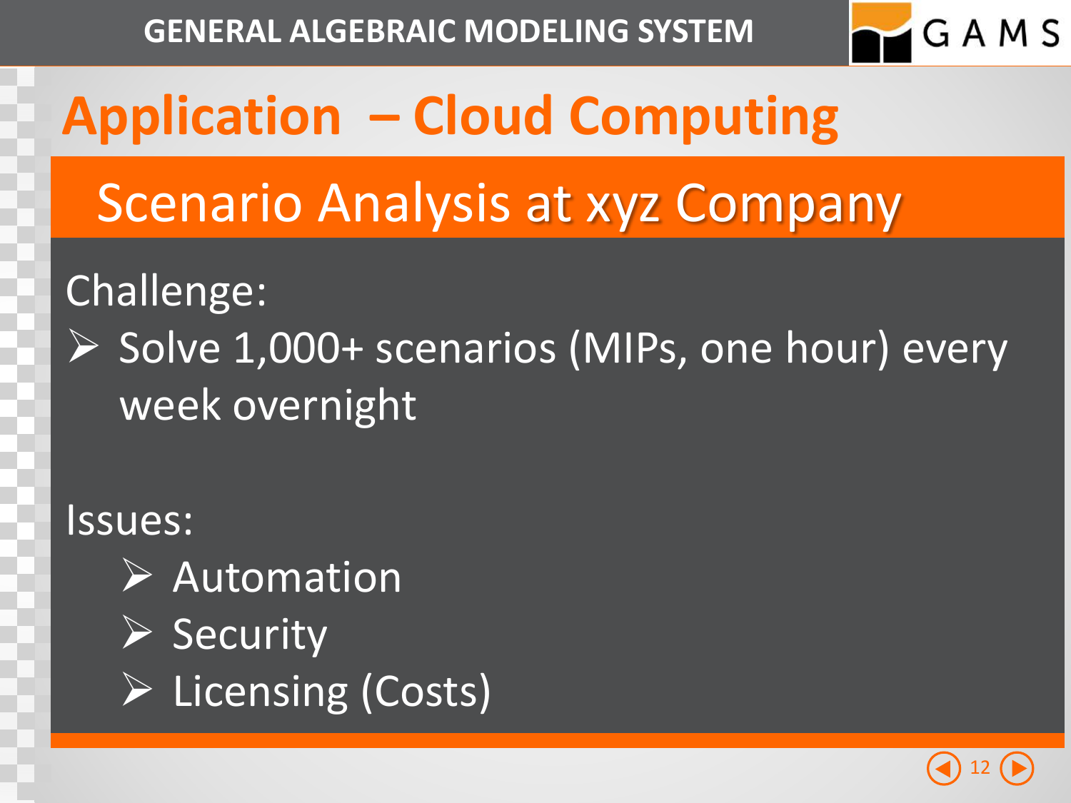# Application – Cloud Computing

## Scenario Analysis at xyz Company

Challenge:

- Solve 1,000+ scenarios (MIPs, one hour) every week overnight

Issues:

- Automation
- Security
- Licensing (Costs)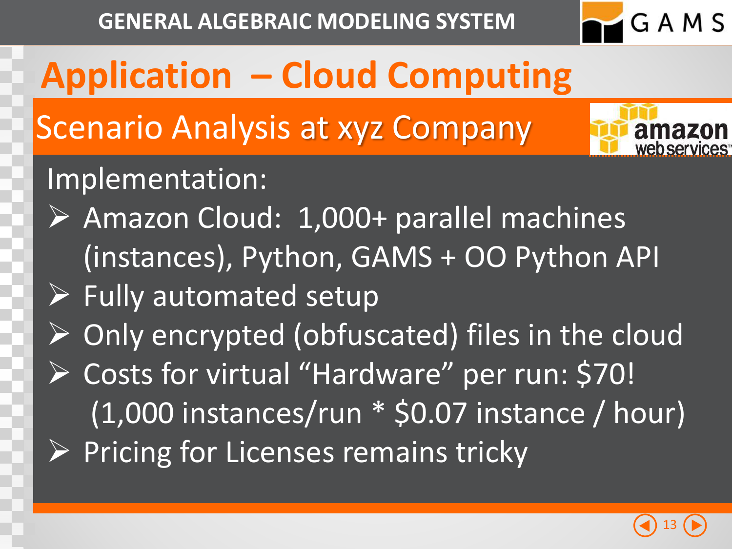# Application – Cloud Computing

## Scenario Analysis at xyz Company

Implementation:

- Amazon Cloud: 1,000+ parallel machines (instances), Python, GAMS + OO Python API
- Fully automated setup
- Only encrypted (obfuscated) files in the cloud
- Costs for virtual "Hardware" per run: $70! (1,000 instances/run * $0.07 instance / hour)
- Pricing for Licenses remains tricky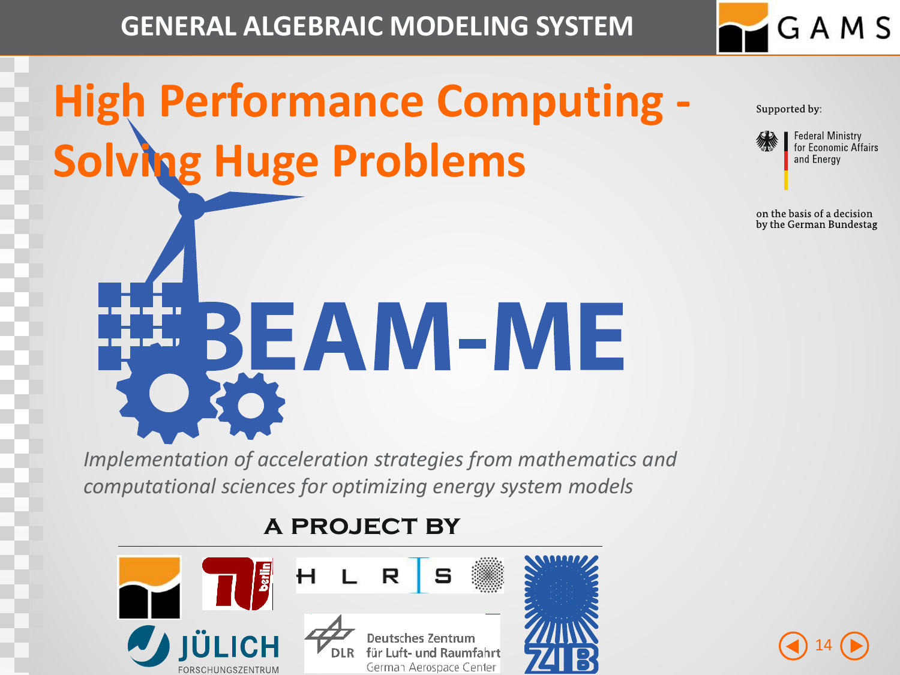# High Performance Computing - Solving Huge Problems

Supported by:

Federal Ministry for Economic Affairs and Energy

on the basis of a decision by the German Bundestag

## BEAM-ME

*Implementation of acceleration strategies from mathematics and computational sciences for optimizing energy system models*

**A PROJECT BY**

HLRS

JÜLICH FORSCHUNGSZENTRUM

Deutsches Zentrum für Luft- und Raumfahrt
German Aerospace Center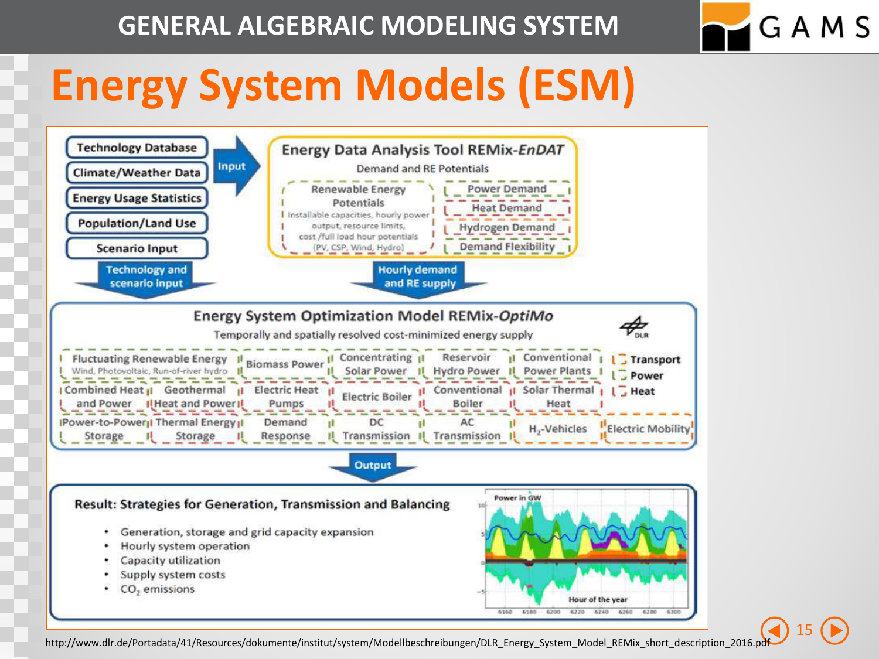# Energy System Models (ESM)

**Input:**
- Technology Database
- Climate/Weather Data
- Energy Usage Statistics
- Population/Land Use
- Scenario Input

## Energy Data Analysis Tool REMix-*EnDAT*

Demand and RE Potentials

- Renewable Energy Potentials
  - Installable capacities, hourly power output, resource limits, cost /full load hour potentials (PV, CSP, Wind, Hydro)
- Power Demand
- Heat Demand
- Hydrogen Demand
- Demand Flexibility

Technology and scenario input → Hourly demand and RE supply →

## Energy System Optimization Model REMix-*OptiMo*

Temporally and spatially resolved cost-minimized energy supply

- Fluctuating Renewable Energy (Wind, Photovoltaic, Run-of-river hydro)
- Biomass Power
- Concentrating Solar Power
- Reservoir Hydro Power
- Conventional Power Plants
- Combined Heat and Power
- Geothermal Heat and Power
- Electric Heat Pumps
- Electric Boiler
- Conventional Boiler
- Solar Thermal Heat
- Power-to-Power Storage
- Thermal Energy Storage
- Demand Response
- DC Transmission
- AC Transmission
- $H_2$-Vehicles
- Electric Mobility

Legend: Transport, Power, Heat

Output →

## Result: Strategies for Generation, Transmission and Balancing

- Generation, storage and grid capacity expansion
- Hourly system operation
- Capacity utilization
- Supply system costs
- $CO_2$ emissions

http://www.dlr.de/Portadata/41/Resources/dokumente/institut/system/Modellbeschreibungen/DLR_Energy_System_Model_REMix_short_description_2016.pdf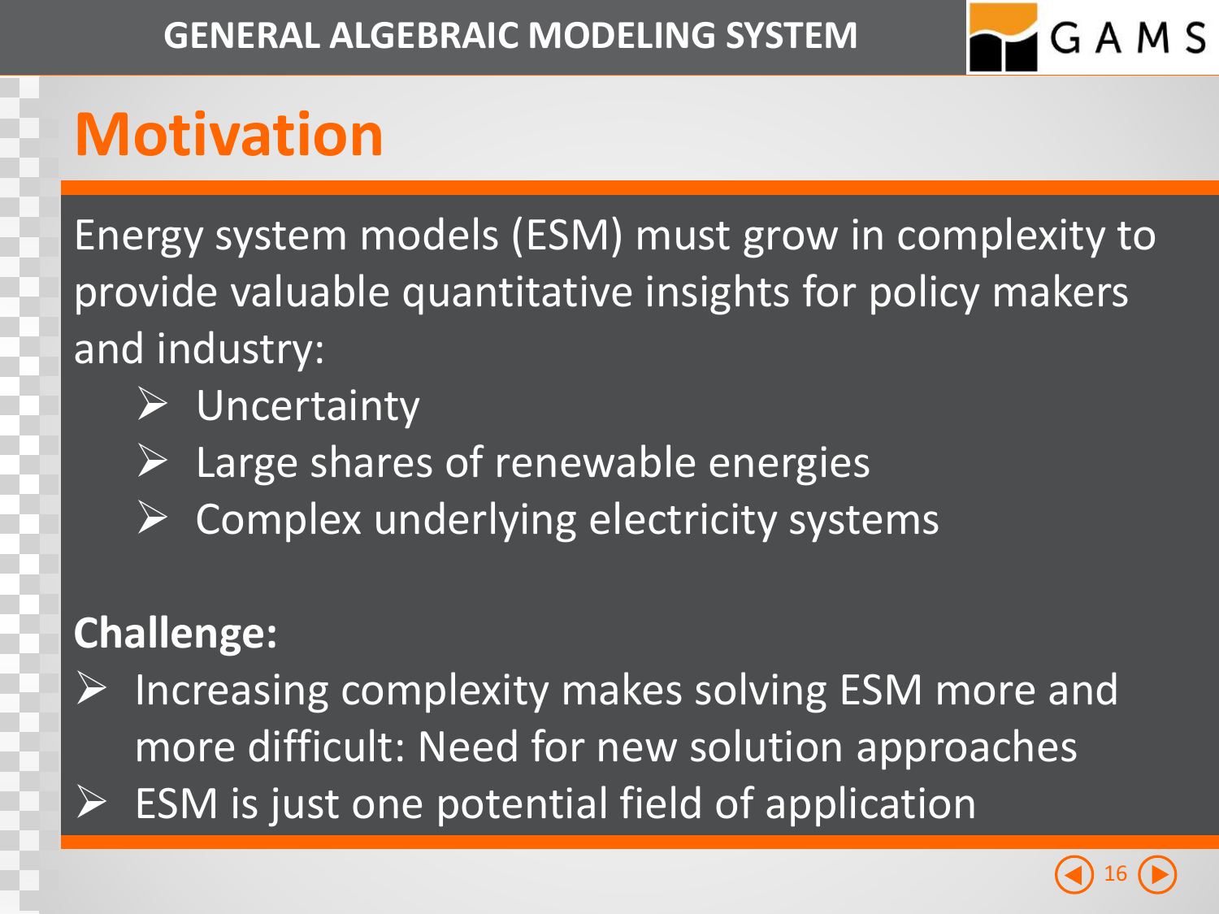# Motivation

Energy system models (ESM) must grow in complexity to provide valuable quantitative insights for policy makers and industry:

- Uncertainty
- Large shares of renewable energies
- Complex underlying electricity systems

**Challenge:**

- Increasing complexity makes solving ESM more and more difficult: Need for new solution approaches
- ESM is just one potential field of application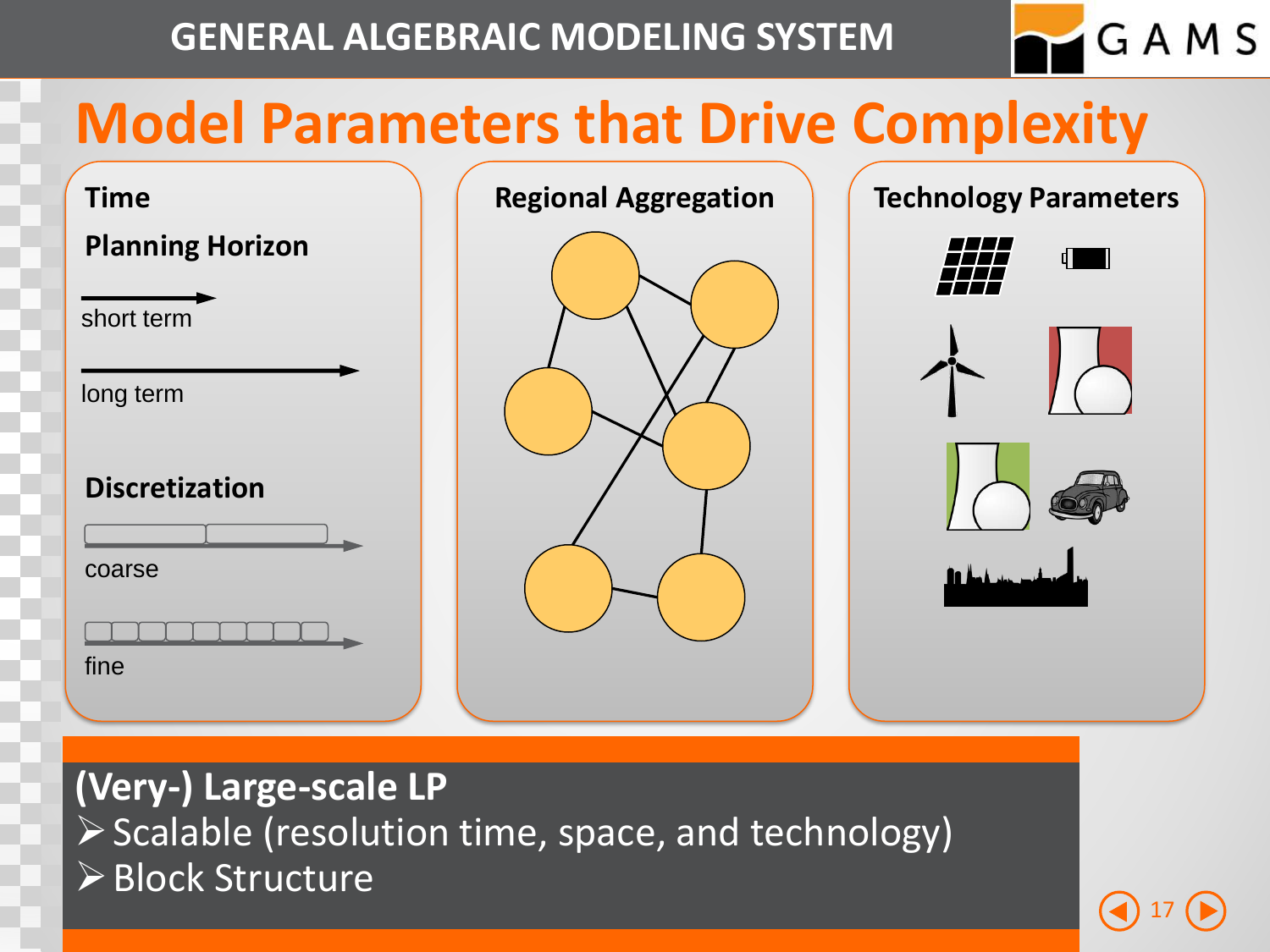# Model Parameters that Drive Complexity

## Time

**Planning Horizon**

short term

long term

**Discretization**

coarse

fine

## Regional Aggregation

## Technology Parameters

**(Very-) Large-scale LP**

- Scalable (resolution time, space, and technology)
- Block Structure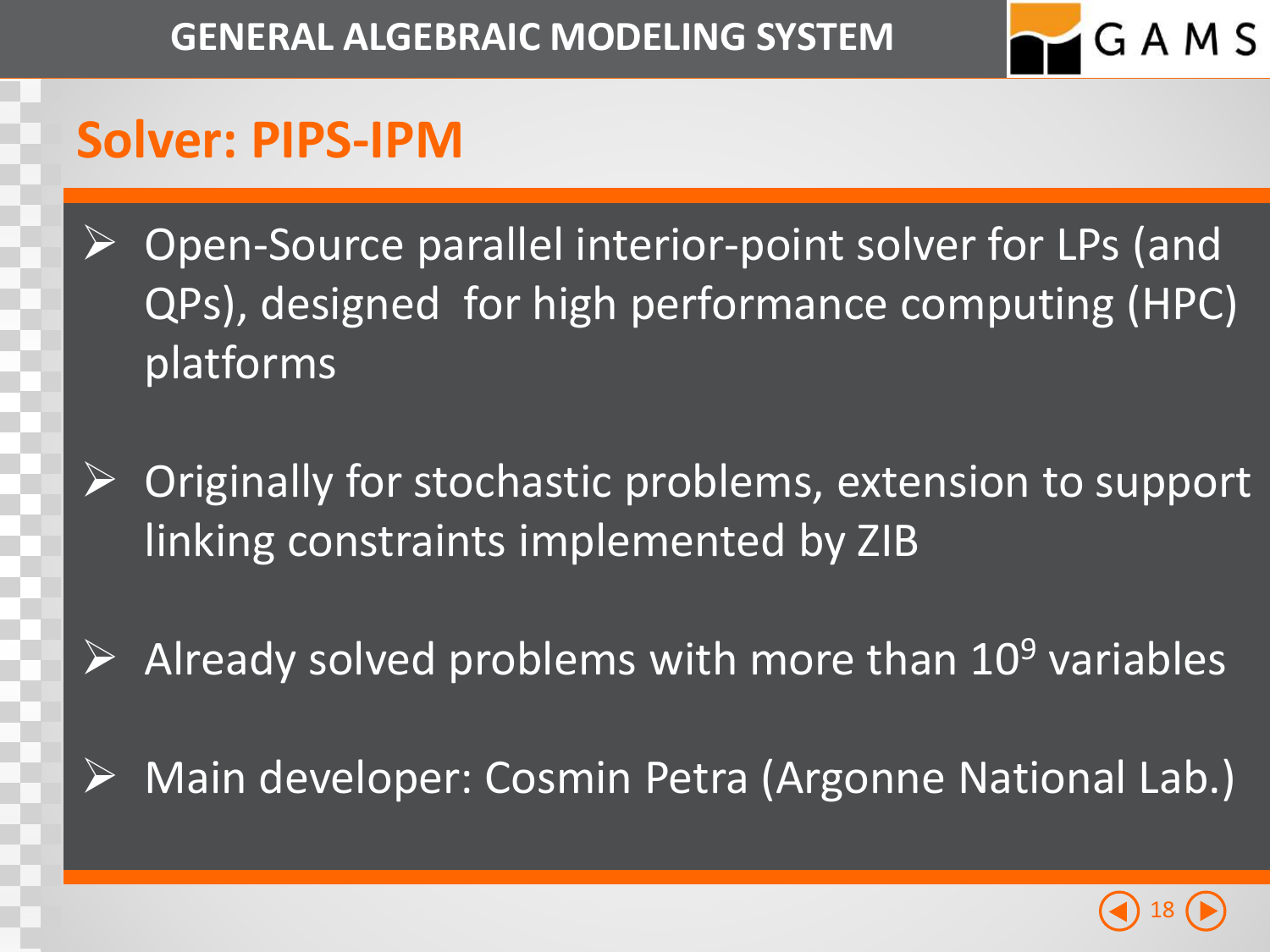## Solver: PIPS-IPM

- Open-Source parallel interior-point solver for LPs (and QPs), designed for high performance computing (HPC) platforms
- Originally for stochastic problems, extension to support linking constraints implemented by ZIB
- Already solved problems with more than $10^9$ variables
- Main developer: Cosmin Petra (Argonne National Lab.)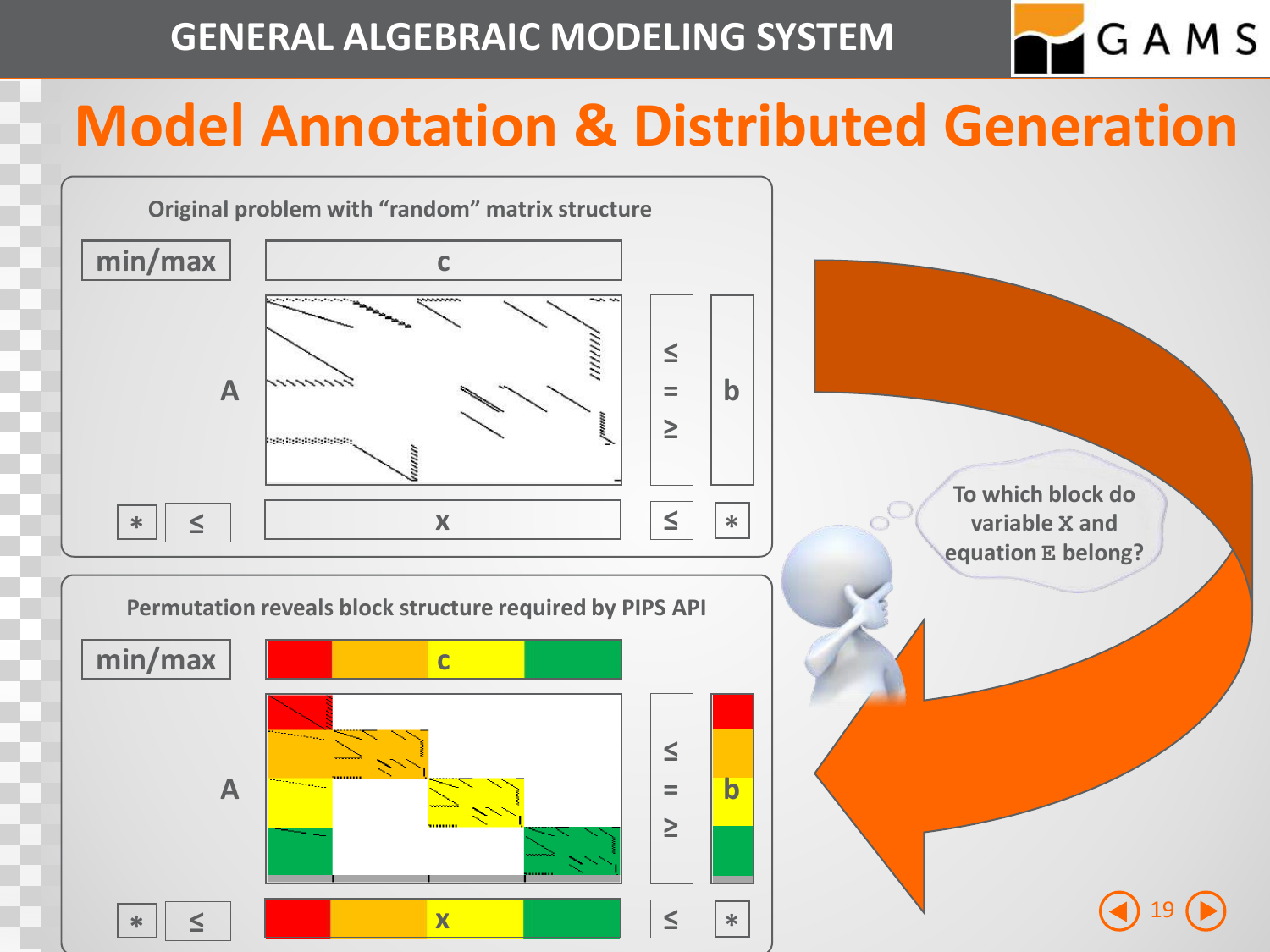# Model Annotation & Distributed Generation

Original problem with “random” matrix structure

min/max | c

A | ≤ = ≥ | b

* ≤ | x | ≤ *

Permutation reveals block structure required by PIPS API

min/max | c

A | ≤ = ≥ | b

* ≤ | x | ≤ *

To which block do variable `X` and equation `E` belong?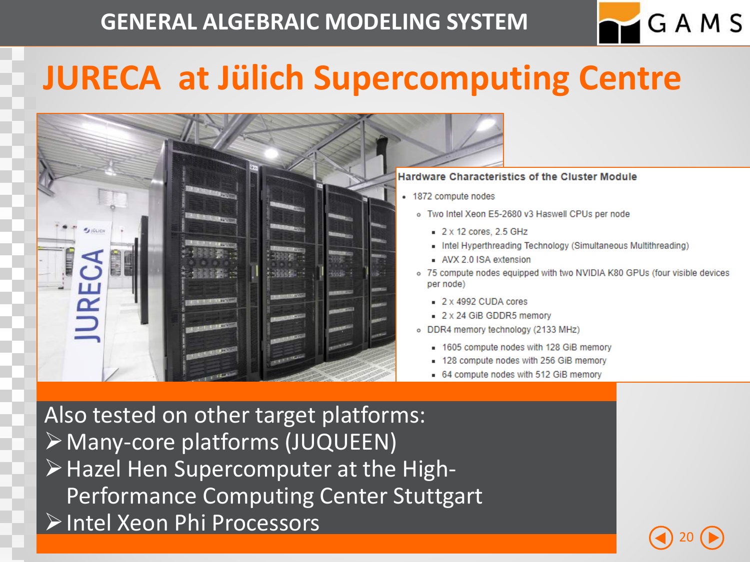# JURECA at Jülich Supercomputing Centre

**Hardware Characteristics of the Cluster Module**

- 1872 compute nodes
  - Two Intel Xeon E5-2680 v3 Haswell CPUs per node
    - 2 x 12 cores, 2.5 GHz
    - Intel Hyperthreading Technology (Simultaneous Multithreading)
    - AVX 2.0 ISA extension
  - 75 compute nodes equipped with two NVIDIA K80 GPUs (four visible devices per node)
    - 2 x 4992 CUDA cores
    - 2 x 24 GiB GDDR5 memory
  - DDR4 memory technology (2133 MHz)
    - 1605 compute nodes with 128 GiB memory
    - 128 compute nodes with 256 GiB memory
    - 64 compute nodes with 512 GiB memory

Also tested on other target platforms:

- Many-core platforms (JUQUEEN)
- Hazel Hen Supercomputer at the High-Performance Computing Center Stuttgart
- Intel Xeon Phi Processors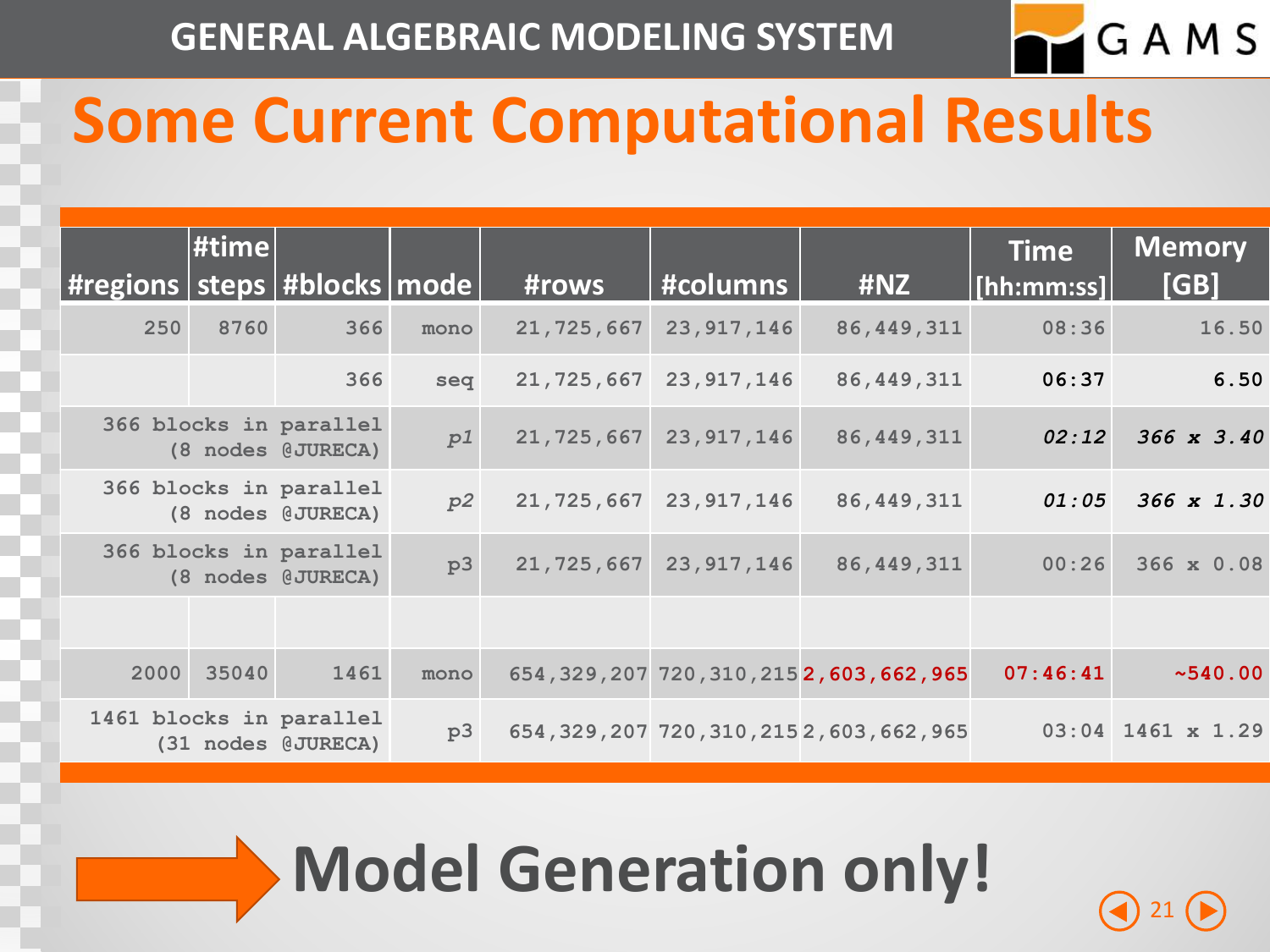# Some Current Computational Results

| #regions | #time steps | #blocks | mode | #rows | #columns | #NZ | Time [hh:mm:ss] | Memory [GB] |
|---|---|---|---|---|---|---|---|---|
| 250 | 8760 | 366 | mono | 21,725,667 | 23,917,146 | 86,449,311 | 08:36 | 16.50 |
| | | 366 | seq | 21,725,667 | 23,917,146 | 86,449,311 | 06:37 | 6.50 |
| 366 blocks in parallel (8 nodes @JURECA) | | | *p1* | 21,725,667 | 23,917,146 | 86,449,311 | *02:12* | *366 x 3.40* |
| 366 blocks in parallel (8 nodes @JURECA) | | | *p2* | 21,725,667 | 23,917,146 | 86,449,311 | *01:05* | *366 x 1.30* |
| 366 blocks in parallel (8 nodes @JURECA) | | | p3 | 21,725,667 | 23,917,146 | 86,449,311 | 00:26 | 366 x 0.08 |
| | | | | | | | | |
| 2000 | 35040 | 1461 | mono | 654,329,207 | 720,310,215 | 2,603,662,965 | 07:46:41 | ~540.00 |
| 1461 blocks in parallel (31 nodes @JURECA) | | | p3 | 654,329,207 | 720,310,215 | 2,603,662,965 | 03:04 | 1461 x 1.29 |

**Model Generation only!**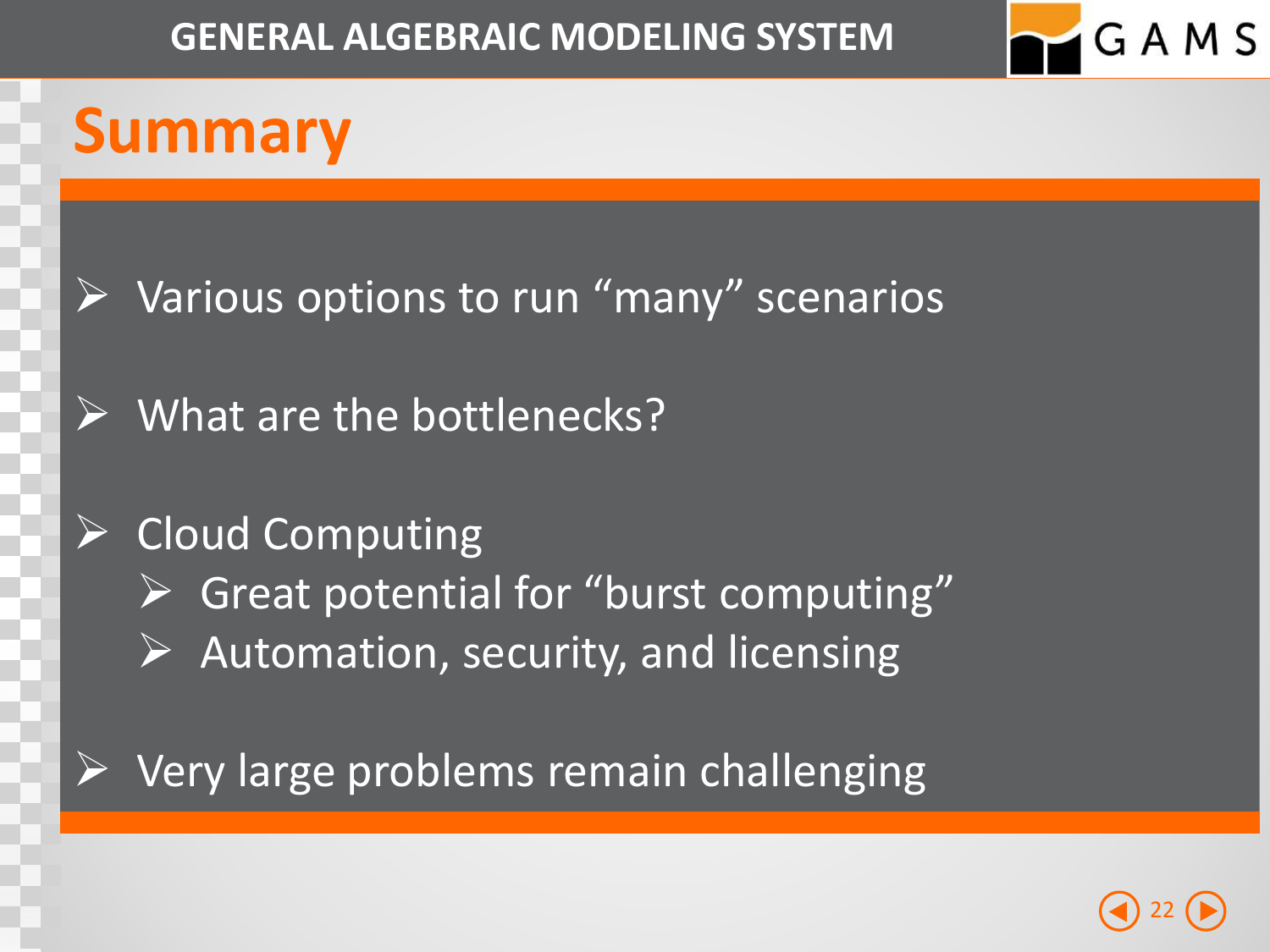# Summary

- Various options to run "many" scenarios
- What are the bottlenecks?
- Cloud Computing
  - Great potential for "burst computing"
  - Automation, security, and licensing
- Very large problems remain challenging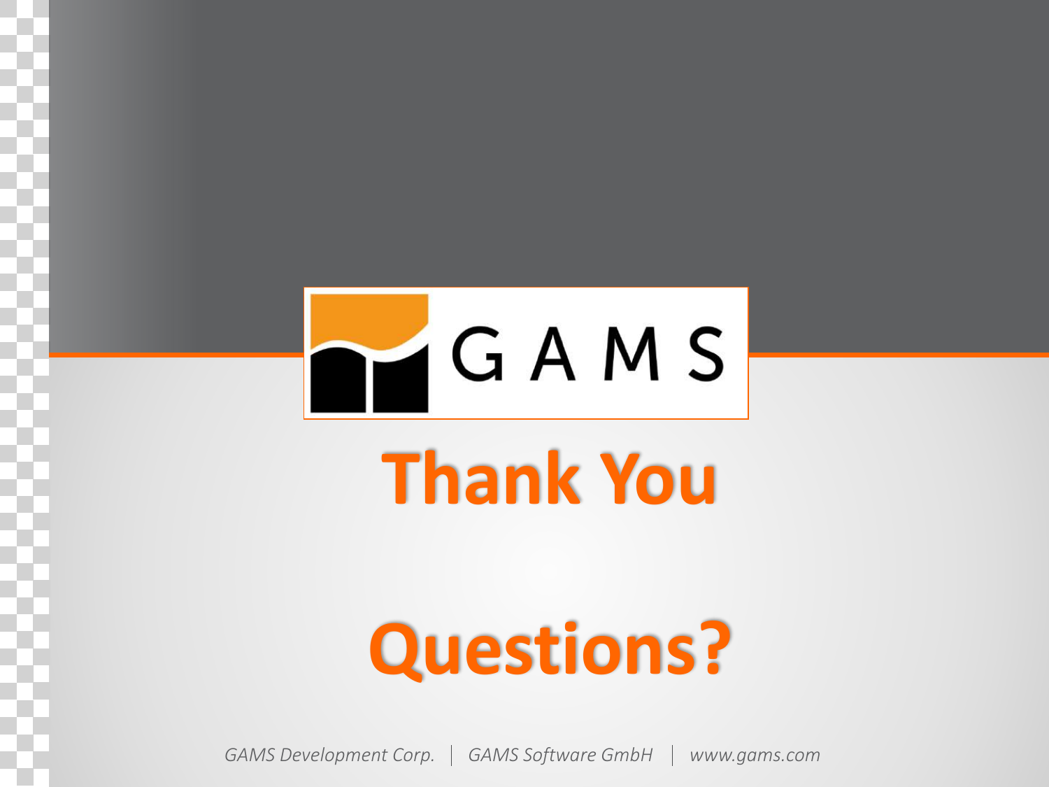GAMS

# Thank You

# Questions?

*GAMS Development Corp.* | *GAMS Software GmbH* | *www.gams.com*